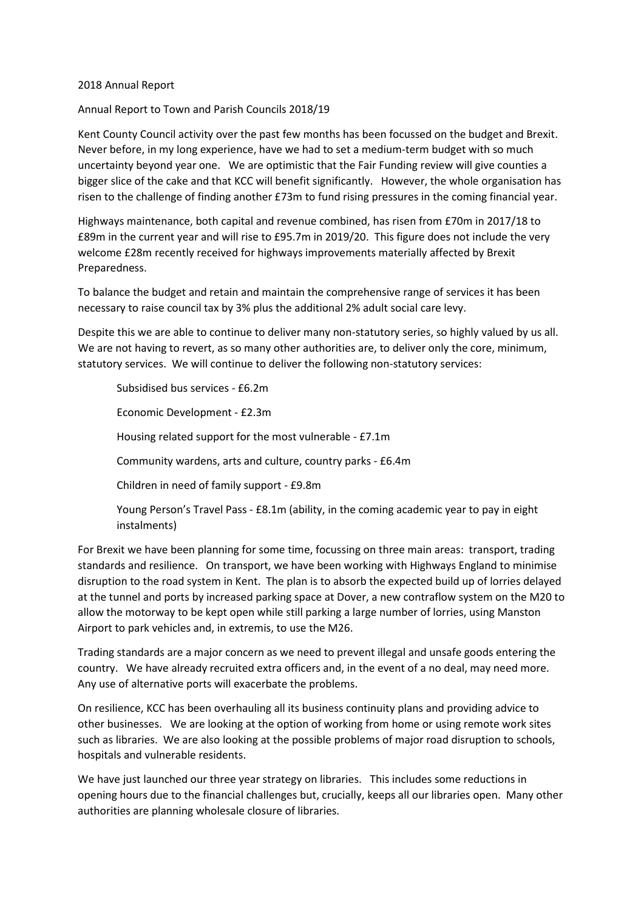2018 Annual Report

Annual Report to Town and Parish Councils 2018/19

Kent County Council activity over the past few months has been focussed on the budget and Brexit. Never before, in my long experience, have we had to set a medium-term budget with so much uncertainty beyond year one. We are optimistic that the Fair Funding review will give counties a bigger slice of the cake and that KCC will benefit significantly. However, the whole organisation has risen to the challenge of finding another £73m to fund rising pressures in the coming financial year.

Highways maintenance, both capital and revenue combined, has risen from £70m in 2017/18 to £89m in the current year and will rise to £95.7m in 2019/20. This figure does not include the very welcome £28m recently received for highways improvements materially affected by Brexit Preparedness.

To balance the budget and retain and maintain the comprehensive range of services it has been necessary to raise council tax by 3% plus the additional 2% adult social care levy.

Despite this we are able to continue to deliver many non-statutory series, so highly valued by us all. We are not having to revert, as so many other authorities are, to deliver only the core, minimum, statutory services. We will continue to deliver the following non-statutory services:

- Subsidised bus services - £6.2m
- Economic Development - £2.3m
- Housing related support for the most vulnerable - £7.1m
- Community wardens, arts and culture, country parks - £6.4m
- Children in need of family support - £9.8m
- Young Person's Travel Pass - £8.1m (ability, in the coming academic year to pay in eight instalments)

For Brexit we have been planning for some time, focussing on three main areas: transport, trading standards and resilience. On transport, we have been working with Highways England to minimise disruption to the road system in Kent. The plan is to absorb the expected build up of lorries delayed at the tunnel and ports by increased parking space at Dover, a new contraflow system on the M20 to allow the motorway to be kept open while still parking a large number of lorries, using Manston Airport to park vehicles and, in extremis, to use the M26.

Trading standards are a major concern as we need to prevent illegal and unsafe goods entering the country. We have already recruited extra officers and, in the event of a no deal, may need more. Any use of alternative ports will exacerbate the problems.

On resilience, KCC has been overhauling all its business continuity plans and providing advice to other businesses. We are looking at the option of working from home or using remote work sites such as libraries. We are also looking at the possible problems of major road disruption to schools, hospitals and vulnerable residents.

We have just launched our three year strategy on libraries. This includes some reductions in opening hours due to the financial challenges but, crucially, keeps all our libraries open. Many other authorities are planning wholesale closure of libraries.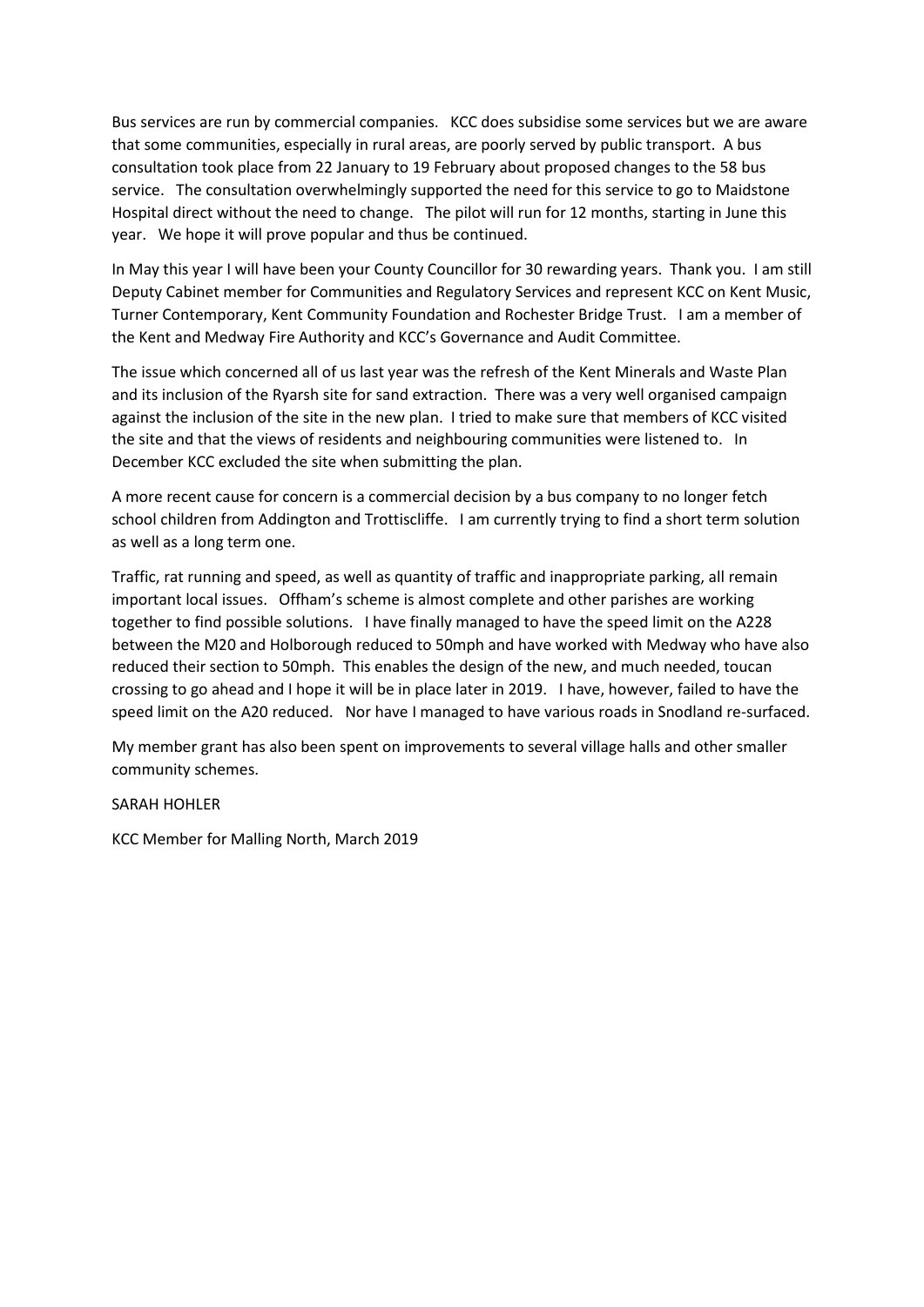Bus services are run by commercial companies. KCC does subsidise some services but we are aware that some communities, especially in rural areas, are poorly served by public transport. A bus consultation took place from 22 January to 19 February about proposed changes to the 58 bus service. The consultation overwhelmingly supported the need for this service to go to Maidstone Hospital direct without the need to change. The pilot will run for 12 months, starting in June this year. We hope it will prove popular and thus be continued.

In May this year I will have been your County Councillor for 30 rewarding years. Thank you. I am still Deputy Cabinet member for Communities and Regulatory Services and represent KCC on Kent Music, Turner Contemporary, Kent Community Foundation and Rochester Bridge Trust. I am a member of the Kent and Medway Fire Authority and KCC's Governance and Audit Committee.

The issue which concerned all of us last year was the refresh of the Kent Minerals and Waste Plan and its inclusion of the Ryarsh site for sand extraction. There was a very well organised campaign against the inclusion of the site in the new plan. I tried to make sure that members of KCC visited the site and that the views of residents and neighbouring communities were listened to. In December KCC excluded the site when submitting the plan.

A more recent cause for concern is a commercial decision by a bus company to no longer fetch school children from Addington and Trottiscliffe. I am currently trying to find a short term solution as well as a long term one.

Traffic, rat running and speed, as well as quantity of traffic and inappropriate parking, all remain important local issues. Offham's scheme is almost complete and other parishes are working together to find possible solutions. I have finally managed to have the speed limit on the A228 between the M20 and Holborough reduced to 50mph and have worked with Medway who have also reduced their section to 50mph. This enables the design of the new, and much needed, toucan crossing to go ahead and I hope it will be in place later in 2019. I have, however, failed to have the speed limit on the A20 reduced. Nor have I managed to have various roads in Snodland re-surfaced.

My member grant has also been spent on improvements to several village halls and other smaller community schemes.

SARAH HOHLER

KCC Member for Malling North, March 2019